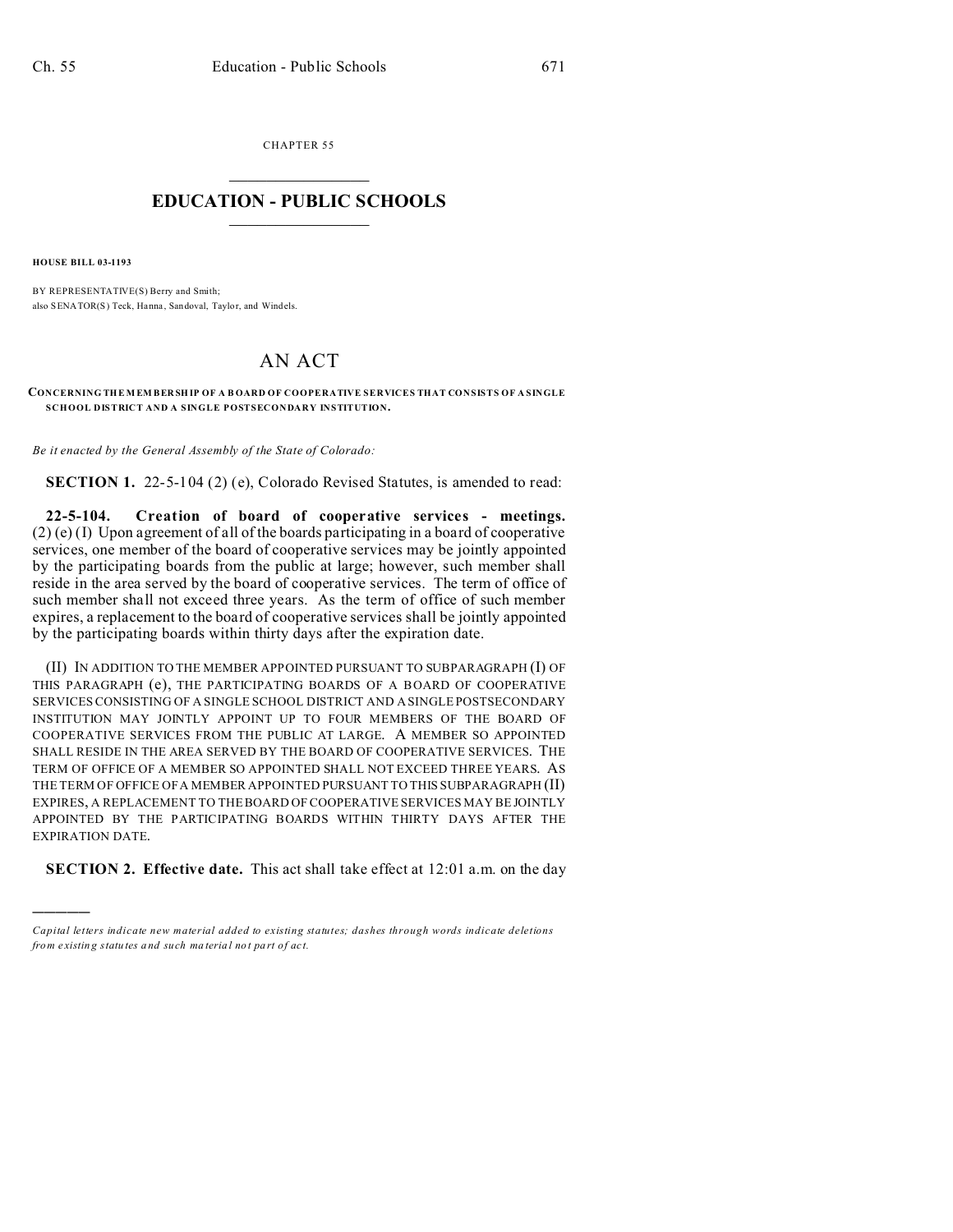CHAPTER 55

# EDUCATION - PUBLIC SCHOOLS

**HOUSE BILL 03-1193**

BY REPRESENTATIVE(S) Berry and Smith;
also SENATOR(S) Teck, Hanna, Sandoval, Taylor, and Windels.

# AN ACT

**CONCERNING THE MEMBERSHIP OF A BOARD OF COOPERATIVE SERVICES THAT CONSISTS OF A SINGLE SCHOOL DISTRICT AND A SINGLE POSTSECONDARY INSTITUTION.**

*Be it enacted by the General Assembly of the State of Colorado:*

**SECTION 1.** 22-5-104 (2) (e), Colorado Revised Statutes, is amended to read:

**22-5-104. Creation of board of cooperative services - meetings.** (2) (e) (I) Upon agreement of all of the boards participating in a board of cooperative services, one member of the board of cooperative services may be jointly appointed by the participating boards from the public at large; however, such member shall reside in the area served by the board of cooperative services. The term of office of such member shall not exceed three years. As the term of office of such member expires, a replacement to the board of cooperative services shall be jointly appointed by the participating boards within thirty days after the expiration date.

(II) IN ADDITION TO THE MEMBER APPOINTED PURSUANT TO SUBPARAGRAPH (I) OF THIS PARAGRAPH (e), THE PARTICIPATING BOARDS OF A BOARD OF COOPERATIVE SERVICES CONSISTING OF A SINGLE SCHOOL DISTRICT AND A SINGLE POSTSECONDARY INSTITUTION MAY JOINTLY APPOINT UP TO FOUR MEMBERS OF THE BOARD OF COOPERATIVE SERVICES FROM THE PUBLIC AT LARGE. A MEMBER SO APPOINTED SHALL RESIDE IN THE AREA SERVED BY THE BOARD OF COOPERATIVE SERVICES. THE TERM OF OFFICE OF A MEMBER SO APPOINTED SHALL NOT EXCEED THREE YEARS. AS THE TERM OF OFFICE OF A MEMBER APPOINTED PURSUANT TO THIS SUBPARAGRAPH (II) EXPIRES, A REPLACEMENT TO THE BOARD OF COOPERATIVE SERVICES MAY BE JOINTLY APPOINTED BY THE PARTICIPATING BOARDS WITHIN THIRTY DAYS AFTER THE EXPIRATION DATE.

**SECTION 2. Effective date.** This act shall take effect at 12:01 a.m. on the day

---

*Capital letters indicate new material added to existing statutes; dashes through words indicate deletions from existing statutes and such material not part of act.*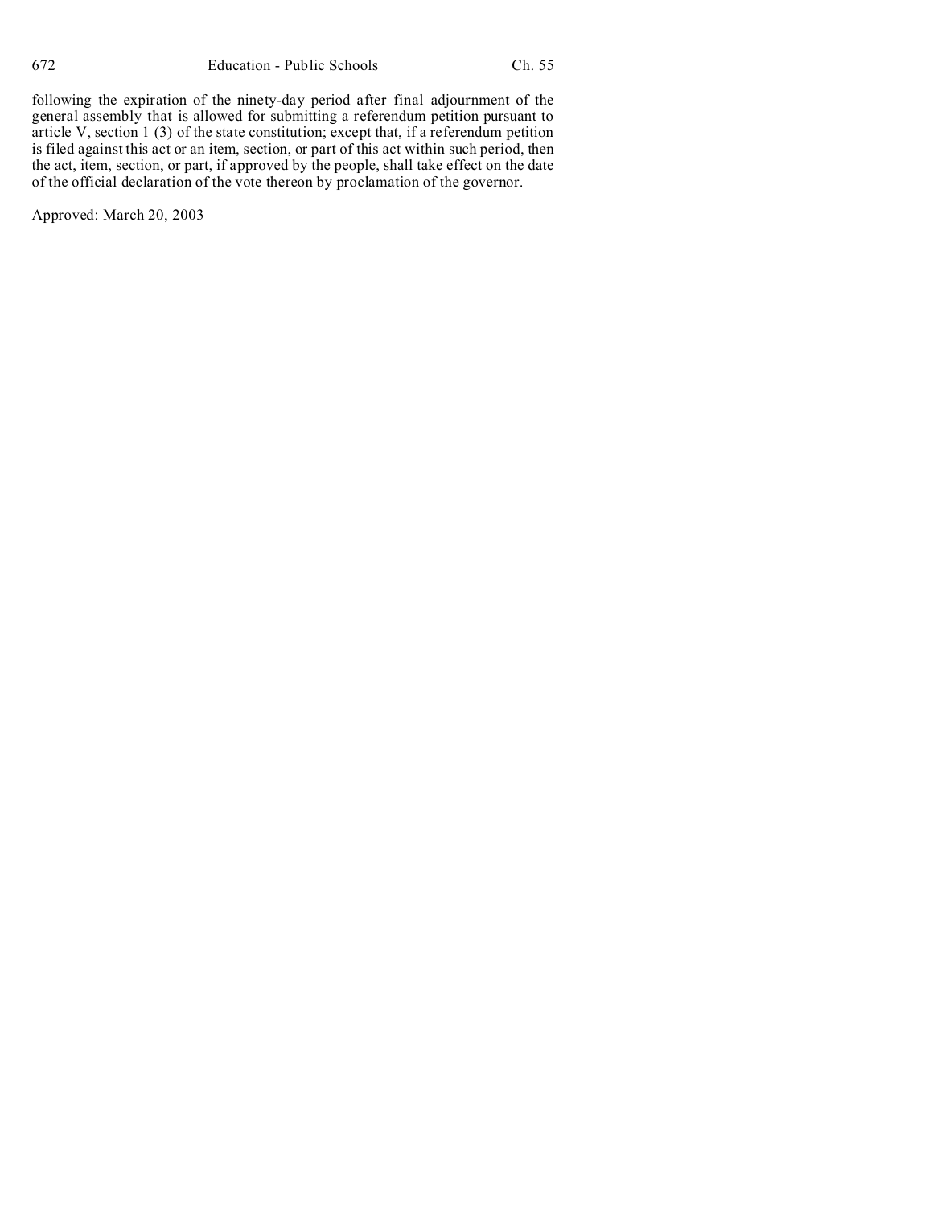following the expiration of the ninety-day period after final adjournment of the general assembly that is allowed for submitting a referendum petition pursuant to article V, section 1 (3) of the state constitution; except that, if a referendum petition is filed against this act or an item, section, or part of this act within such period, then the act, item, section, or part, if approved by the people, shall take effect on the date of the official declaration of the vote thereon by proclamation of the governor.

Approved: March 20, 2003